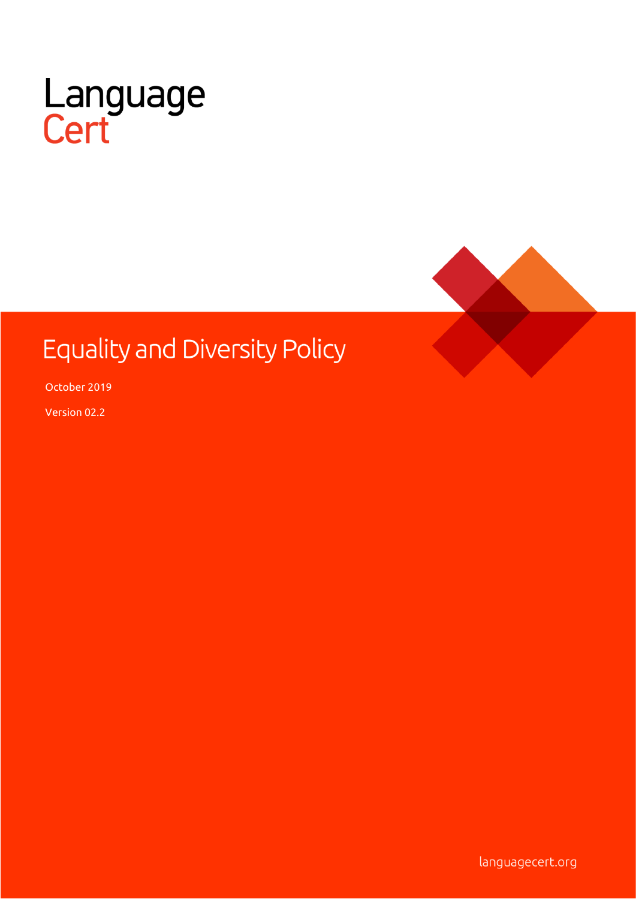LanguageCert

# Equality and Diversity Policy

October 2019

Version 02.2

languagecert.org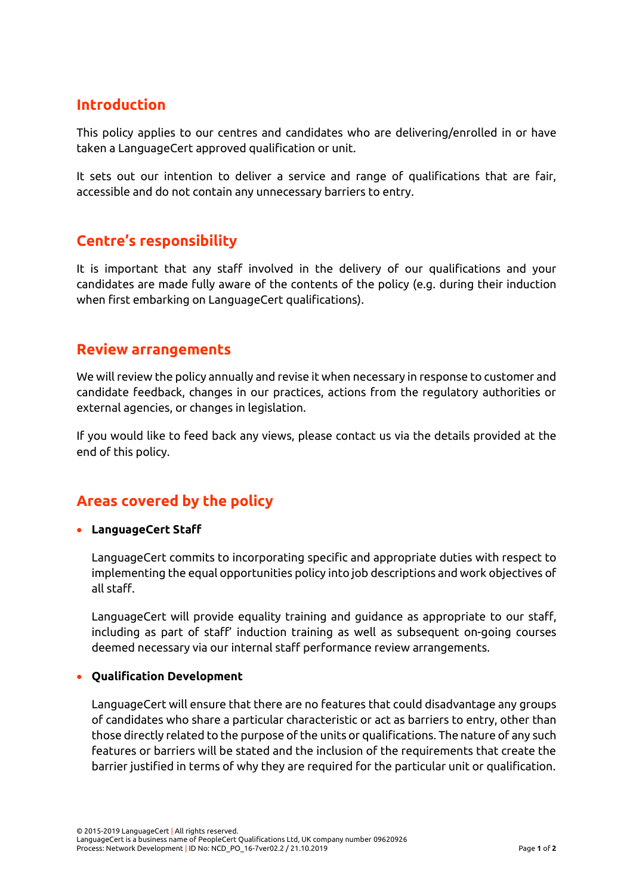## Introduction

This policy applies to our centres and candidates who are delivering/enrolled in or have taken a LanguageCert approved qualification or unit.

It sets out our intention to deliver a service and range of qualifications that are fair, accessible and do not contain any unnecessary barriers to entry.

## Centre's responsibility

It is important that any staff involved in the delivery of our qualifications and your candidates are made fully aware of the contents of the policy (e.g. during their induction when first embarking on LanguageCert qualifications).

## Review arrangements

We will review the policy annually and revise it when necessary in response to customer and candidate feedback, changes in our practices, actions from the regulatory authorities or external agencies, or changes in legislation.

If you would like to feed back any views, please contact us via the details provided at the end of this policy.

## Areas covered by the policy

- **LanguageCert Staff**

  LanguageCert commits to incorporating specific and appropriate duties with respect to implementing the equal opportunities policy into job descriptions and work objectives of all staff.

  LanguageCert will provide equality training and guidance as appropriate to our staff, including as part of staff' induction training as well as subsequent on-going courses deemed necessary via our internal staff performance review arrangements.

- **Qualification Development**

  LanguageCert will ensure that there are no features that could disadvantage any groups of candidates who share a particular characteristic or act as barriers to entry, other than those directly related to the purpose of the units or qualifications. The nature of any such features or barriers will be stated and the inclusion of the requirements that create the barrier justified in terms of why they are required for the particular unit or qualification.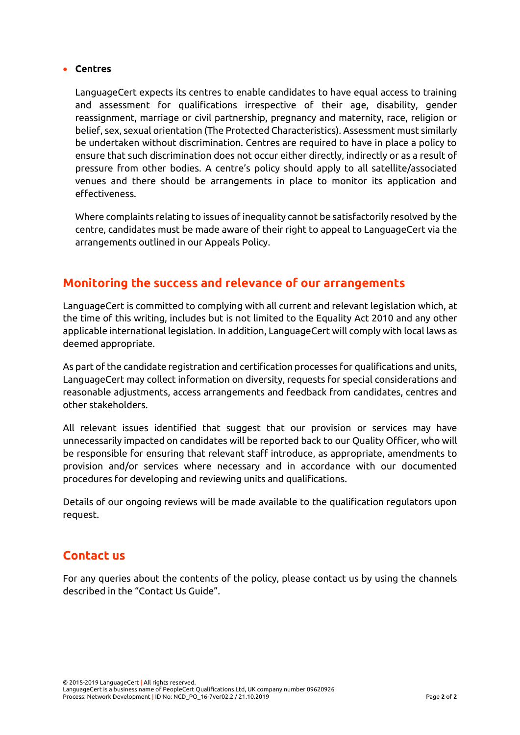- **Centres**

  LanguageCert expects its centres to enable candidates to have equal access to training and assessment for qualifications irrespective of their age, disability, gender reassignment, marriage or civil partnership, pregnancy and maternity, race, religion or belief, sex, sexual orientation (The Protected Characteristics). Assessment must similarly be undertaken without discrimination. Centres are required to have in place a policy to ensure that such discrimination does not occur either directly, indirectly or as a result of pressure from other bodies. A centre's policy should apply to all satellite/associated venues and there should be arrangements in place to monitor its application and effectiveness.

  Where complaints relating to issues of inequality cannot be satisfactorily resolved by the centre, candidates must be made aware of their right to appeal to LanguageCert via the arrangements outlined in our Appeals Policy.

## Monitoring the success and relevance of our arrangements

LanguageCert is committed to complying with all current and relevant legislation which, at the time of this writing, includes but is not limited to the Equality Act 2010 and any other applicable international legislation. In addition, LanguageCert will comply with local laws as deemed appropriate.

As part of the candidate registration and certification processes for qualifications and units, LanguageCert may collect information on diversity, requests for special considerations and reasonable adjustments, access arrangements and feedback from candidates, centres and other stakeholders.

All relevant issues identified that suggest that our provision or services may have unnecessarily impacted on candidates will be reported back to our Quality Officer, who will be responsible for ensuring that relevant staff introduce, as appropriate, amendments to provision and/or services where necessary and in accordance with our documented procedures for developing and reviewing units and qualifications.

Details of our ongoing reviews will be made available to the qualification regulators upon request.

## Contact us

For any queries about the contents of the policy, please contact us by using the channels described in the "Contact Us Guide".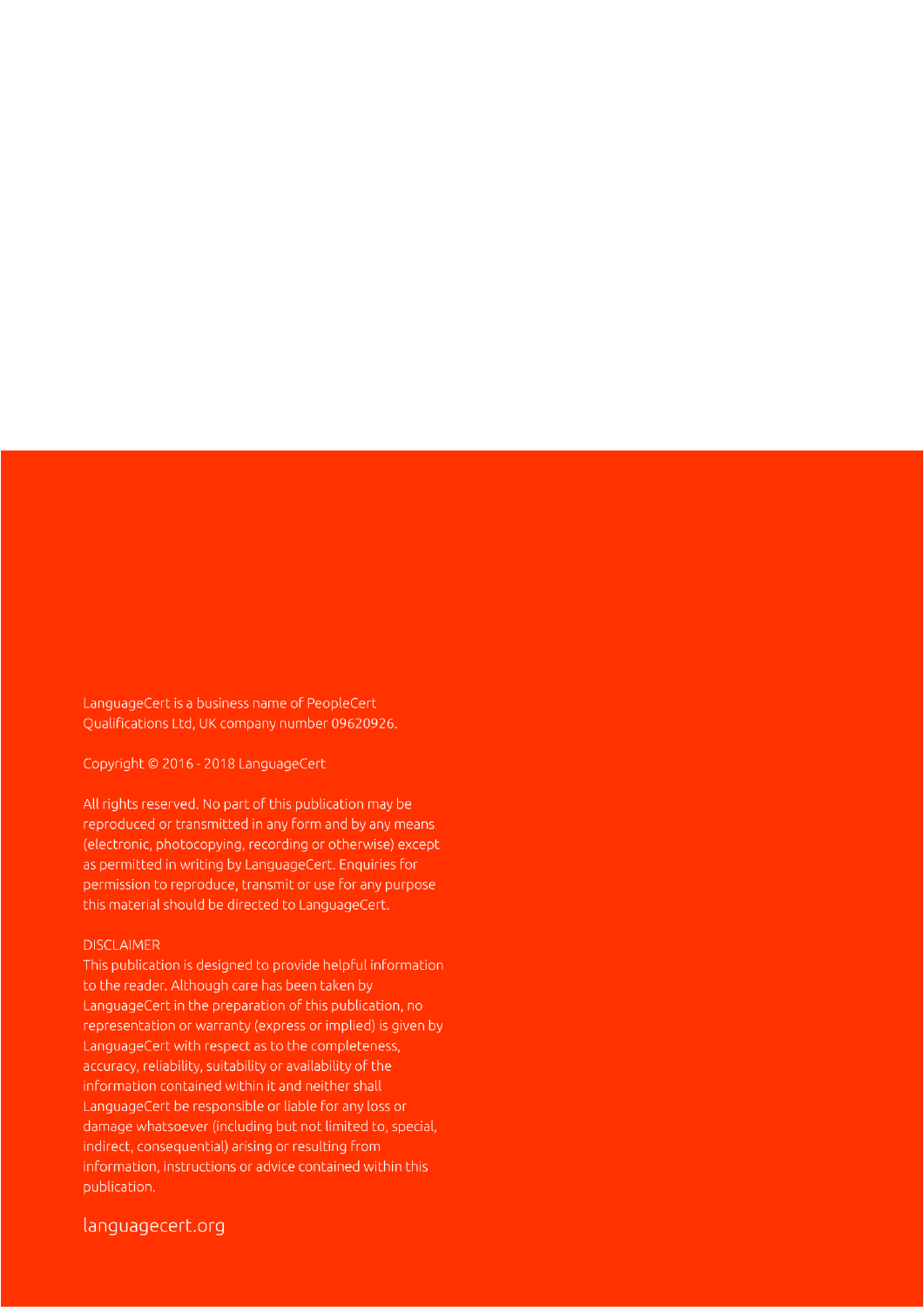LanguageCert is a business name of PeopleCert Qualifications Ltd, UK company number 09620926.

Copyright © 2016 - 2018 LanguageCert

All rights reserved. No part of this publication may be reproduced or transmitted in any form and by any means (electronic, photocopying, recording or otherwise) except as permitted in writing by LanguageCert. Enquiries for permission to reproduce, transmit or use for any purpose this material should be directed to LanguageCert.

DISCLAIMER

This publication is designed to provide helpful information to the reader. Although care has been taken by LanguageCert in the preparation of this publication, no representation or warranty (express or implied) is given by LanguageCert with respect as to the completeness, accuracy, reliability, suitability or availability of the information contained within it and neither shall LanguageCert be responsible or liable for any loss or damage whatsoever (including but not limited to, special, indirect, consequential) arising or resulting from information, instructions or advice contained within this publication.

languagecert.org